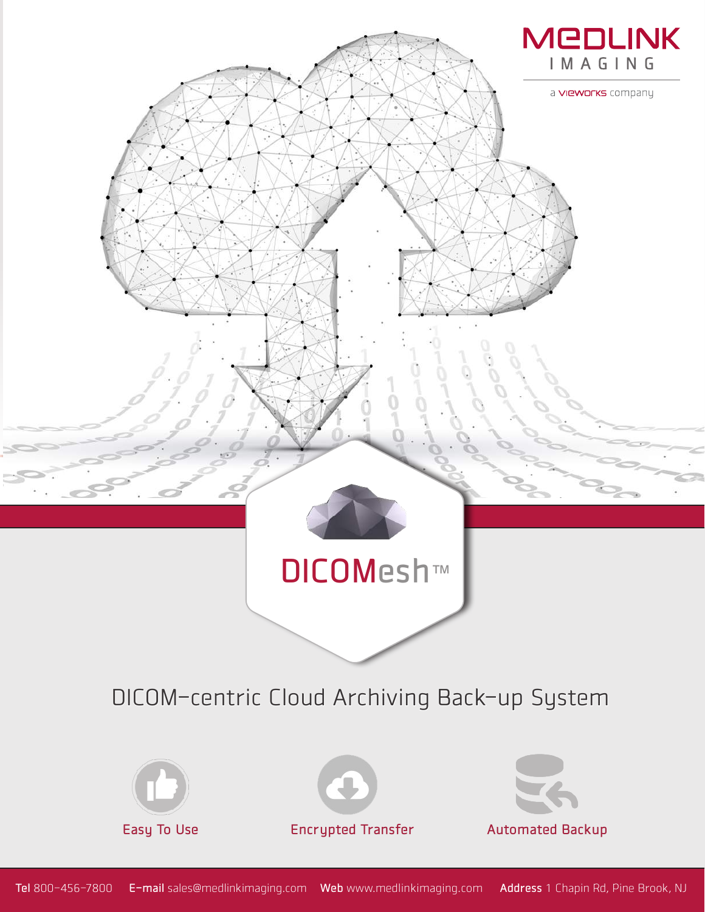MEDLINK IMAGING

a VIEWORKS company

# DICOMesh™

## DICOM-centric Cloud Archiving Back-up System

Easy To Use

Encrypted Transfer

Automated Backup

**Tel** 800-456-7800 **E-mail** sales@medlinkimaging.com **Web** www.medlinkimaging.com **Address** 1 Chapin Rd, Pine Brook, NJ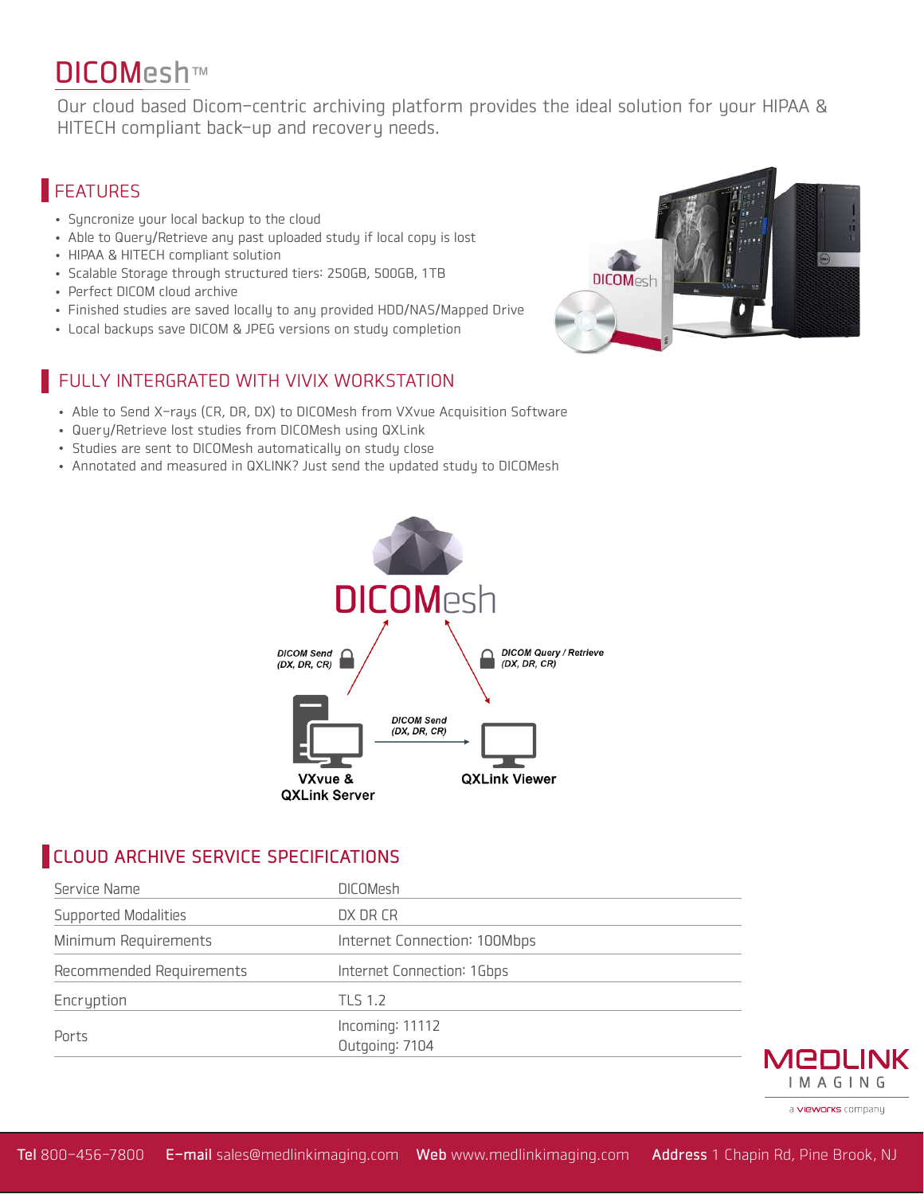# DICOMesh™

Our cloud based Dicom-centric archiving platform provides the ideal solution for your HIPAA & HITECH compliant back-up and recovery needs.

## FEATURES

- Syncronize your local backup to the cloud
- Able to Query/Retrieve any past uploaded study if local copy is lost
- HIPAA & HITECH compliant solution
- Scalable Storage through structured tiers: 250GB, 500GB, 1TB
- Perfect DICOM cloud archive
- Finished studies are saved locally to any provided HDD/NAS/Mapped Drive
- Local backups save DICOM & JPEG versions on study completion

## FULLY INTERGRATED WITH VIVIX WORKSTATION

- Able to Send X-rays (CR, DR, DX) to DICOMesh from VXvue Acquisition Software
- Query/Retrieve lost studies from DICOMesh using QXLink
- Studies are sent to DICOMesh automatically on study close
- Annotated and measured in QXLINK? Just send the updated study to DICOMesh

DICOMesh

DICOM Send (DX, DR, CR)

DICOM Query / Retrieve (DX, DR, CR)

DICOM Send (DX, DR, CR)

VXvue & QXLink Server

QXLink Viewer

## CLOUD ARCHIVE SERVICE SPECIFICATIONS

| | |
|---|---|
| Service Name | DICOMesh |
| Supported Modalities | DX DR CR |
| Minimum Requirements | Internet Connection: 100Mbps |
| Recommended Requirements | Internet Connection: 1Gbps |
| Encryption | TLS 1.2 |
| Ports | Incoming: 11112<br>Outgoing: 7104 |

MEDLINK IMAGING

a vieworks company

**Tel** 800-456-7800 **E-mail** sales@medlinkimaging.com **Web** www.medlinkimaging.com **Address** 1 Chapin Rd, Pine Brook, NJ